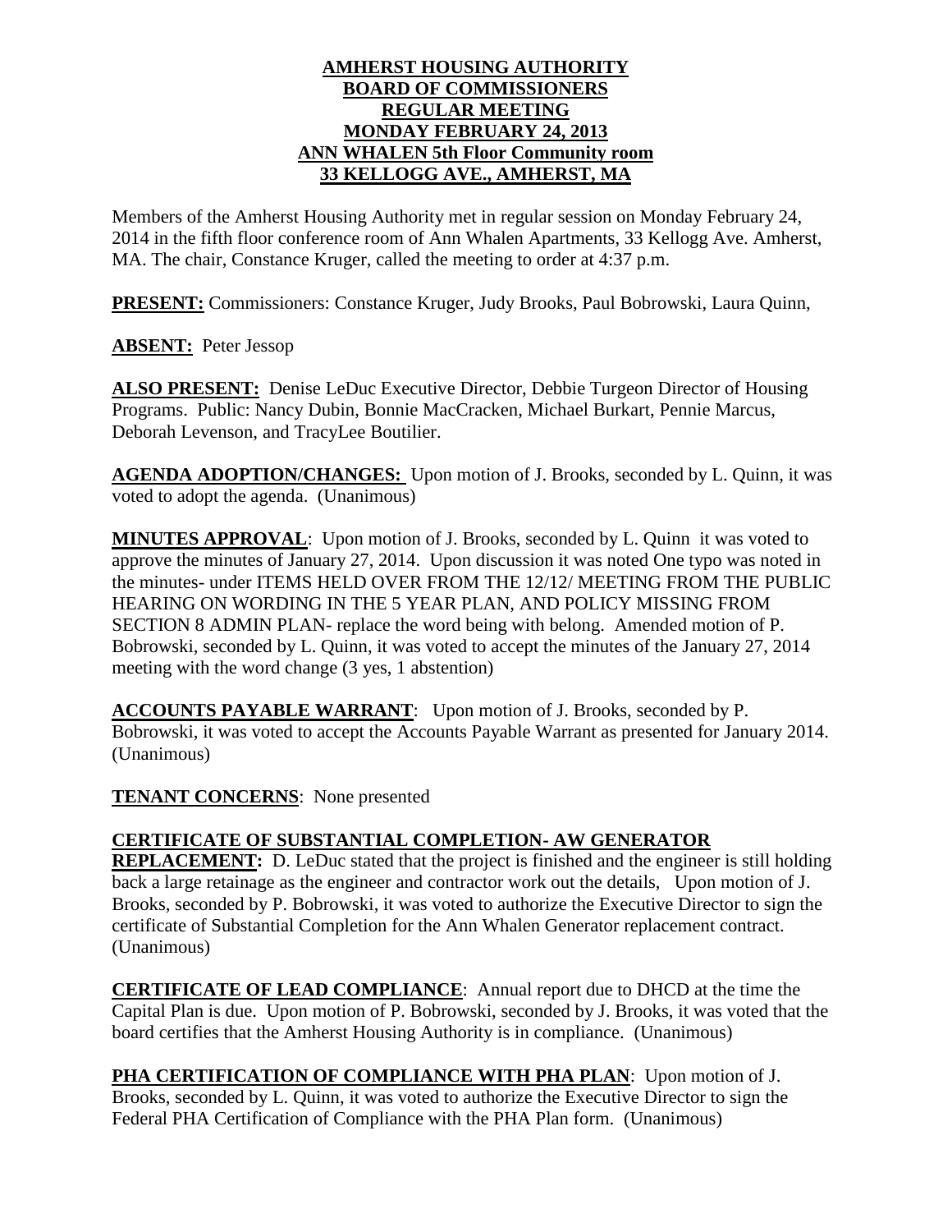**AMHERST HOUSING AUTHORITY**
**BOARD OF COMMISSIONERS**
**REGULAR MEETING**
**MONDAY FEBRUARY 24, 2013**
**ANN WHALEN 5th Floor Community room**
**33 KELLOGG AVE., AMHERST, MA**

Members of the Amherst Housing Authority met in regular session on Monday February 24, 2014 in the fifth floor conference room of Ann Whalen Apartments, 33 Kellogg Ave. Amherst, MA. The chair, Constance Kruger, called the meeting to order at 4:37 p.m.

**PRESENT:** Commissioners: Constance Kruger, Judy Brooks, Paul Bobrowski, Laura Quinn,

**ABSENT:** Peter Jessop

**ALSO PRESENT:** Denise LeDuc Executive Director, Debbie Turgeon Director of Housing Programs. Public: Nancy Dubin, Bonnie MacCracken, Michael Burkart, Pennie Marcus, Deborah Levenson, and TracyLee Boutilier.

**AGENDA ADOPTION/CHANGES:** Upon motion of J. Brooks, seconded by L. Quinn, it was voted to adopt the agenda. (Unanimous)

**MINUTES APPROVAL**: Upon motion of J. Brooks, seconded by L. Quinn it was voted to approve the minutes of January 27, 2014. Upon discussion it was noted One typo was noted in the minutes- under ITEMS HELD OVER FROM THE 12/12/ MEETING FROM THE PUBLIC HEARING ON WORDING IN THE 5 YEAR PLAN, AND POLICY MISSING FROM SECTION 8 ADMIN PLAN- replace the word being with belong. Amended motion of P. Bobrowski, seconded by L. Quinn, it was voted to accept the minutes of the January 27, 2014 meeting with the word change (3 yes, 1 abstention)

**ACCOUNTS PAYABLE WARRANT**: Upon motion of J. Brooks, seconded by P. Bobrowski, it was voted to accept the Accounts Payable Warrant as presented for January 2014. (Unanimous)

**TENANT CONCERNS**: None presented

**CERTIFICATE OF SUBSTANTIAL COMPLETION- AW GENERATOR REPLACEMENT:** D. LeDuc stated that the project is finished and the engineer is still holding back a large retainage as the engineer and contractor work out the details, Upon motion of J. Brooks, seconded by P. Bobrowski, it was voted to authorize the Executive Director to sign the certificate of Substantial Completion for the Ann Whalen Generator replacement contract. (Unanimous)

**CERTIFICATE OF LEAD COMPLIANCE**: Annual report due to DHCD at the time the Capital Plan is due. Upon motion of P. Bobrowski, seconded by J. Brooks, it was voted that the board certifies that the Amherst Housing Authority is in compliance. (Unanimous)

**PHA CERTIFICATION OF COMPLIANCE WITH PHA PLAN**: Upon motion of J. Brooks, seconded by L. Quinn, it was voted to authorize the Executive Director to sign the Federal PHA Certification of Compliance with the PHA Plan form. (Unanimous)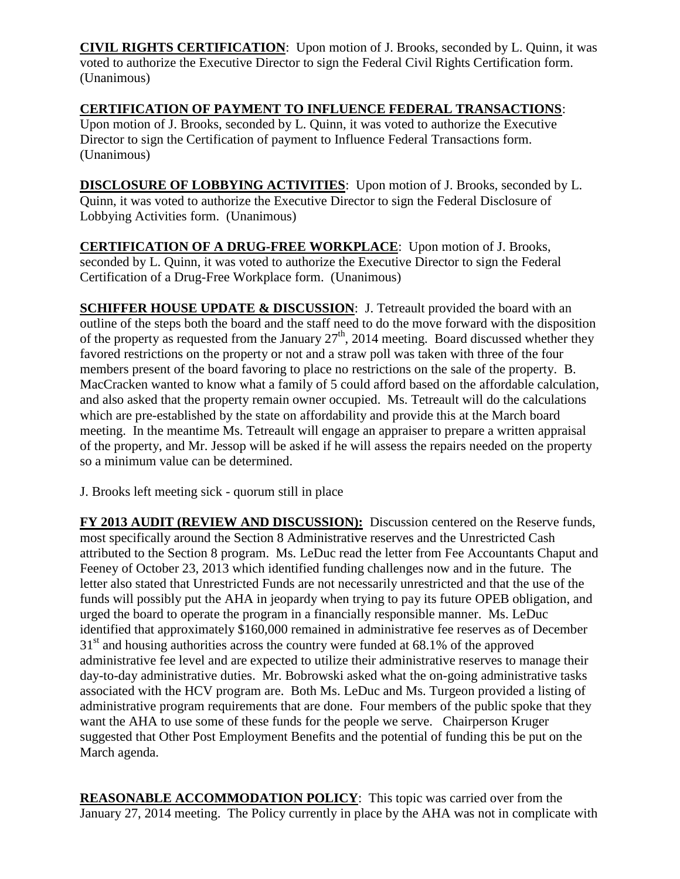**CIVIL RIGHTS CERTIFICATION**: Upon motion of J. Brooks, seconded by L. Quinn, it was voted to authorize the Executive Director to sign the Federal Civil Rights Certification form. (Unanimous)

**CERTIFICATION OF PAYMENT TO INFLUENCE FEDERAL TRANSACTIONS**: Upon motion of J. Brooks, seconded by L. Quinn, it was voted to authorize the Executive Director to sign the Certification of payment to Influence Federal Transactions form. (Unanimous)

**DISCLOSURE OF LOBBYING ACTIVITIES**: Upon motion of J. Brooks, seconded by L. Quinn, it was voted to authorize the Executive Director to sign the Federal Disclosure of Lobbying Activities form. (Unanimous)

**CERTIFICATION OF A DRUG-FREE WORKPLACE**: Upon motion of J. Brooks, seconded by L. Quinn, it was voted to authorize the Executive Director to sign the Federal Certification of a Drug-Free Workplace form. (Unanimous)

**SCHIFFER HOUSE UPDATE & DISCUSSION**: J. Tetreault provided the board with an outline of the steps both the board and the staff need to do the move forward with the disposition of the property as requested from the January 27th, 2014 meeting. Board discussed whether they favored restrictions on the property or not and a straw poll was taken with three of the four members present of the board favoring to place no restrictions on the sale of the property. B. MacCracken wanted to know what a family of 5 could afford based on the affordable calculation, and also asked that the property remain owner occupied. Ms. Tetreault will do the calculations which are pre-established by the state on affordability and provide this at the March board meeting. In the meantime Ms. Tetreault will engage an appraiser to prepare a written appraisal of the property, and Mr. Jessop will be asked if he will assess the repairs needed on the property so a minimum value can be determined.

J. Brooks left meeting sick - quorum still in place

**FY 2013 AUDIT (REVIEW AND DISCUSSION):** Discussion centered on the Reserve funds, most specifically around the Section 8 Administrative reserves and the Unrestricted Cash attributed to the Section 8 program. Ms. LeDuc read the letter from Fee Accountants Chaput and Feeney of October 23, 2013 which identified funding challenges now and in the future. The letter also stated that Unrestricted Funds are not necessarily unrestricted and that the use of the funds will possibly put the AHA in jeopardy when trying to pay its future OPEB obligation, and urged the board to operate the program in a financially responsible manner. Ms. LeDuc identified that approximately $160,000 remained in administrative fee reserves as of December 31st and housing authorities across the country were funded at 68.1% of the approved administrative fee level and are expected to utilize their administrative reserves to manage their day-to-day administrative duties. Mr. Bobrowski asked what the on-going administrative tasks associated with the HCV program are. Both Ms. LeDuc and Ms. Turgeon provided a listing of administrative program requirements that are done. Four members of the public spoke that they want the AHA to use some of these funds for the people we serve. Chairperson Kruger suggested that Other Post Employment Benefits and the potential of funding this be put on the March agenda.

**REASONABLE ACCOMMODATION POLICY**: This topic was carried over from the January 27, 2014 meeting. The Policy currently in place by the AHA was not in complicate with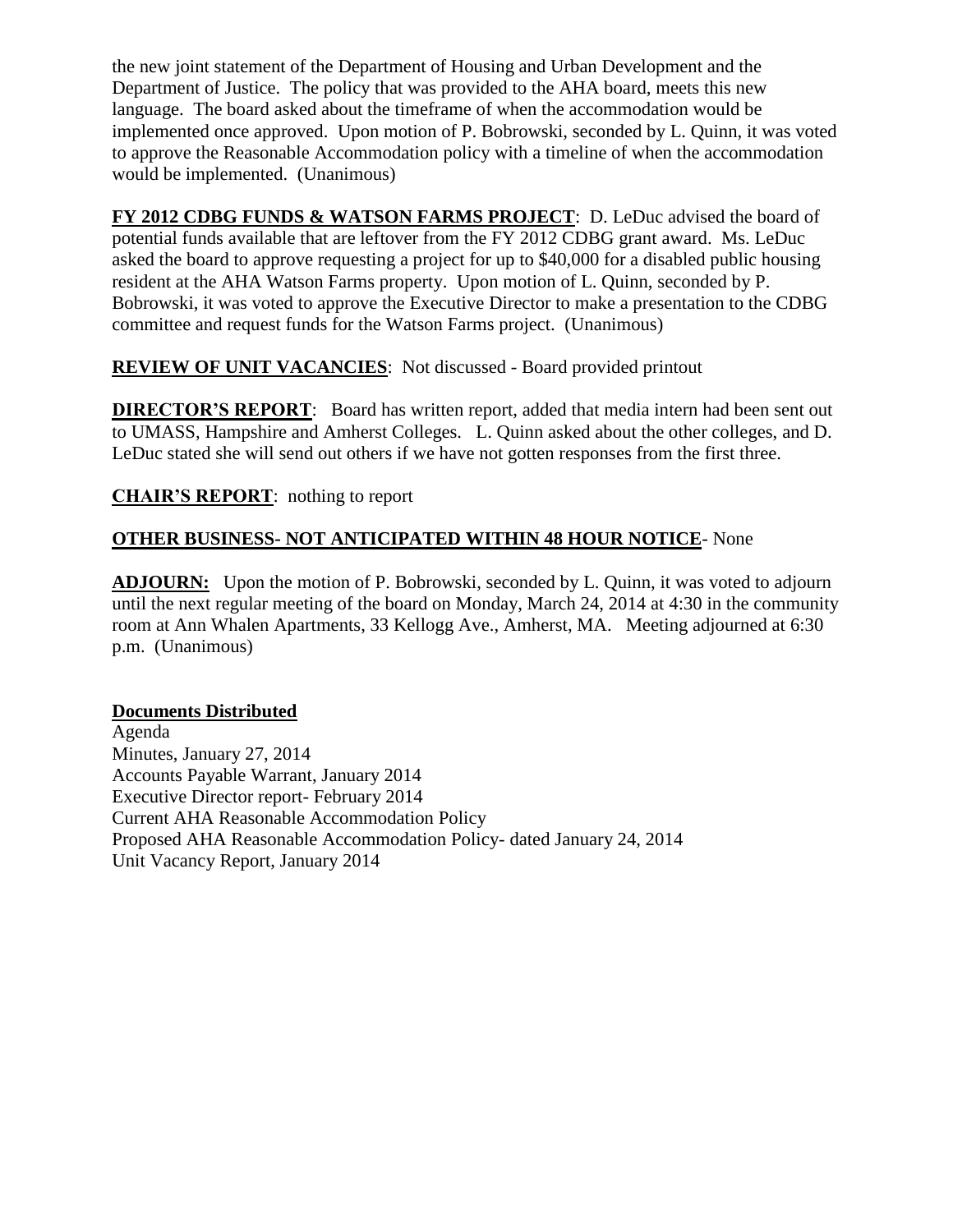the new joint statement of the Department of Housing and Urban Development and the Department of Justice. The policy that was provided to the AHA board, meets this new language. The board asked about the timeframe of when the accommodation would be implemented once approved. Upon motion of P. Bobrowski, seconded by L. Quinn, it was voted to approve the Reasonable Accommodation policy with a timeline of when the accommodation would be implemented. (Unanimous)

**FY 2012 CDBG FUNDS & WATSON FARMS PROJECT**: D. LeDuc advised the board of potential funds available that are leftover from the FY 2012 CDBG grant award. Ms. LeDuc asked the board to approve requesting a project for up to $40,000 for a disabled public housing resident at the AHA Watson Farms property. Upon motion of L. Quinn, seconded by P. Bobrowski, it was voted to approve the Executive Director to make a presentation to the CDBG committee and request funds for the Watson Farms project. (Unanimous)

**REVIEW OF UNIT VACANCIES**: Not discussed - Board provided printout

**DIRECTOR'S REPORT**: Board has written report, added that media intern had been sent out to UMASS, Hampshire and Amherst Colleges. L. Quinn asked about the other colleges, and D. LeDuc stated she will send out others if we have not gotten responses from the first three.

**CHAIR'S REPORT**: nothing to report

**OTHER BUSINESS- NOT ANTICIPATED WITHIN 48 HOUR NOTICE**- None

**ADJOURN:** Upon the motion of P. Bobrowski, seconded by L. Quinn, it was voted to adjourn until the next regular meeting of the board on Monday, March 24, 2014 at 4:30 in the community room at Ann Whalen Apartments, 33 Kellogg Ave., Amherst, MA. Meeting adjourned at 6:30 p.m. (Unanimous)

**Documents Distributed**

Agenda
Minutes, January 27, 2014
Accounts Payable Warrant, January 2014
Executive Director report- February 2014
Current AHA Reasonable Accommodation Policy
Proposed AHA Reasonable Accommodation Policy- dated January 24, 2014
Unit Vacancy Report, January 2014